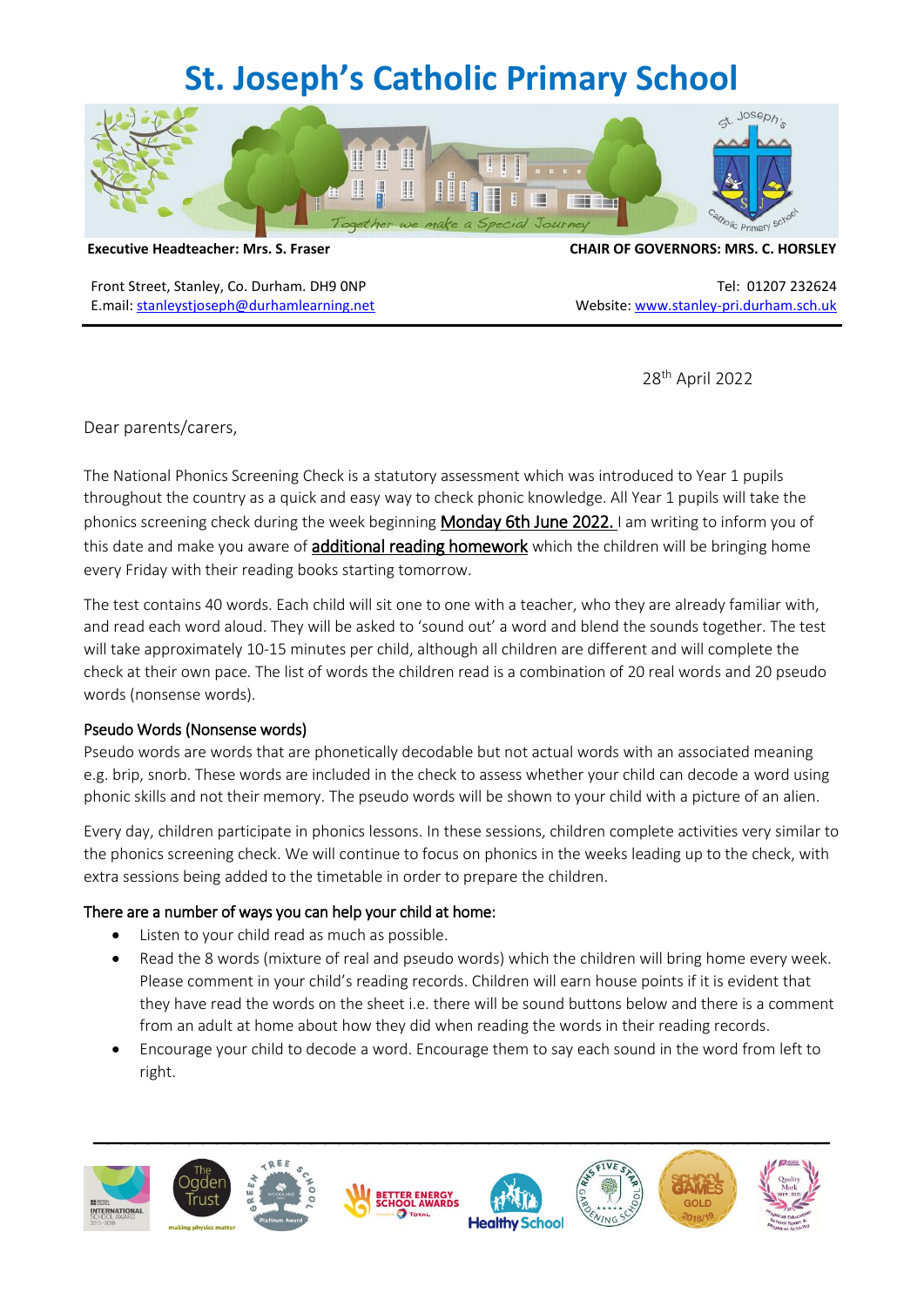# St. Joseph's Catholic Primary School

*Together we make a Special Journey*

**Executive Headteacher: Mrs. S. Fraser** | **CHAIR OF GOVERNORS: MRS. C. HORSLEY**

Front Street, Stanley, Co. Durham. DH9 0NP
E.mail: stanleystjoseph@durhamlearning.net

Tel: 01207 232624
Website: www.stanley-pri.durham.sch.uk

28th April 2022

Dear parents/carers,

The National Phonics Screening Check is a statutory assessment which was introduced to Year 1 pupils throughout the country as a quick and easy way to check phonic knowledge. All Year 1 pupils will take the phonics screening check during the week beginning **Monday 6th June 2022.** I am writing to inform you of this date and make you aware of **additional reading homework** which the children will be bringing home every Friday with their reading books starting tomorrow.

The test contains 40 words. Each child will sit one to one with a teacher, who they are already familiar with, and read each word aloud. They will be asked to 'sound out' a word and blend the sounds together. The test will take approximately 10-15 minutes per child, although all children are different and will complete the check at their own pace. The list of words the children read is a combination of 20 real words and 20 pseudo words (nonsense words).

### Pseudo Words (Nonsense words)

Pseudo words are words that are phonetically decodable but not actual words with an associated meaning e.g. brip, snorb. These words are included in the check to assess whether your child can decode a word using phonic skills and not their memory. The pseudo words will be shown to your child with a picture of an alien.

Every day, children participate in phonics lessons. In these sessions, children complete activities very similar to the phonics screening check. We will continue to focus on phonics in the weeks leading up to the check, with extra sessions being added to the timetable in order to prepare the children.

### There are a number of ways you can help your child at home:

- Listen to your child read as much as possible.
- Read the 8 words (mixture of real and pseudo words) which the children will bring home every week. Please comment in your child's reading records. Children will earn house points if it is evident that they have read the words on the sheet i.e. there will be sound buttons below and there is a comment from an adult at home about how they did when reading the words in their reading records.
- Encourage your child to decode a word. Encourage them to say each sound in the word from left to right.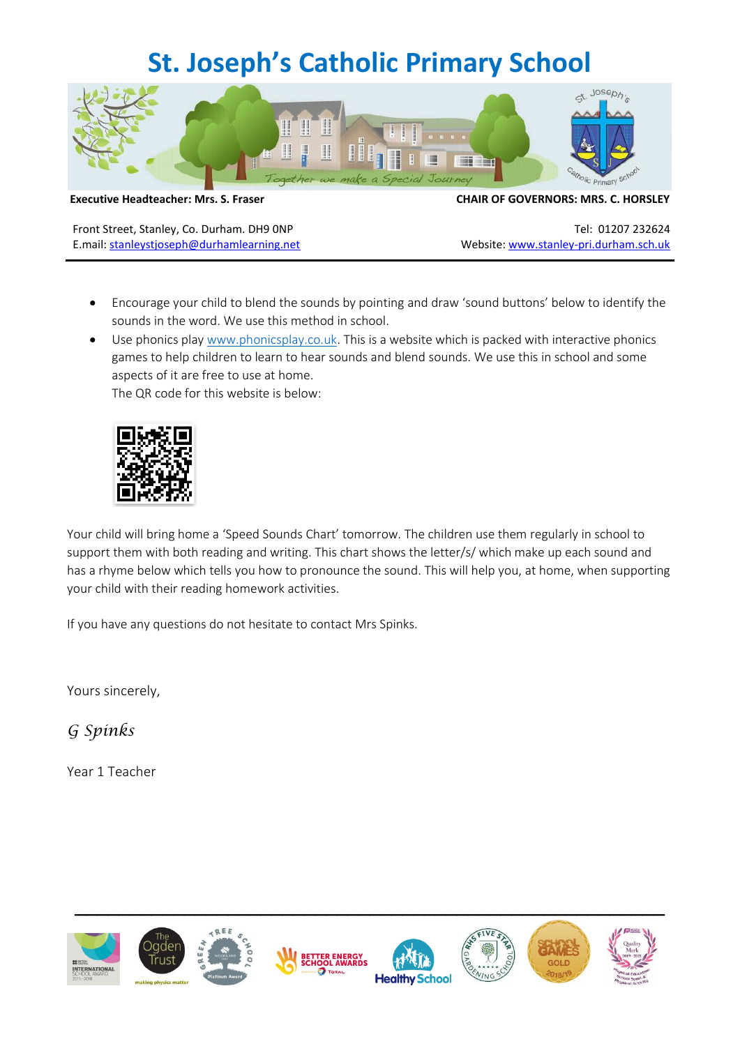# St. Joseph's Catholic Primary School

**Executive Headteacher: Mrs. S. Fraser** | **CHAIR OF GOVERNORS: MRS. C. HORSLEY**

Front Street, Stanley, Co. Durham. DH9 0NP
E.mail: stanleystjoseph@durhamlearning.net

Tel: 01207 232624
Website: www.stanley-pri.durham.sch.uk

- Encourage your child to blend the sounds by pointing and draw 'sound buttons' below to identify the sounds in the word. We use this method in school.
- Use phonics play www.phonicsplay.co.uk. This is a website which is packed with interactive phonics games to help children to learn to hear sounds and blend sounds. We use this in school and some aspects of it are free to use at home.
  The QR code for this website is below:

Your child will bring home a 'Speed Sounds Chart' tomorrow. The children use them regularly in school to support them with both reading and writing. This chart shows the letter/s/ which make up each sound and has a rhyme below which tells you how to pronounce the sound. This will help you, at home, when supporting your child with their reading homework activities.

If you have any questions do not hesitate to contact Mrs Spinks.

Yours sincerely,

*G Spinks*

Year 1 Teacher